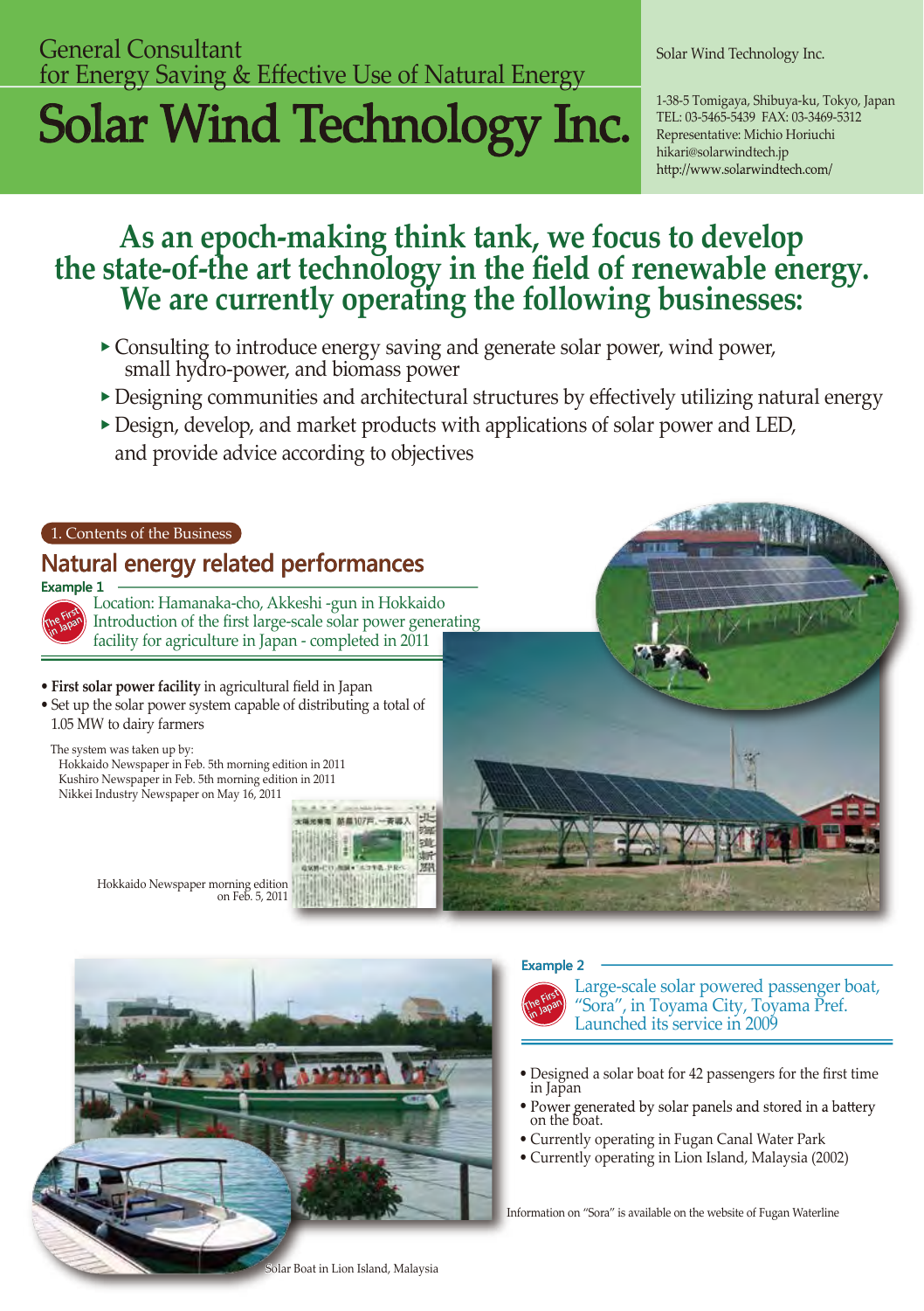General Consultant
for Energy Saving & Effective Use of Natural Energy

# Solar Wind Technology Inc.

Solar Wind Technology Inc.

1-38-5 Tomigaya, Shibuya-ku, Tokyo, Japan
TEL: 03-5465-5439 FAX: 03-3469-5312
Representative: Michio Horiuchi
hikari@solarwindtech.jp
http://www.solarwindtech.com/

## As an epoch-making think tank, we focus to develop the state-of-the art technology in the field of renewable energy. We are currently operating the following businesses:

- Consulting to introduce energy saving and generate solar power, wind power, small hydro-power, and biomass power
- Designing communities and architectural structures by effectively utilizing natural energy
- Design, develop, and market products with applications of solar power and LED, and provide advice according to objectives

1. Contents of the Business

## Natural energy related performances

### Example 1

The First in Japan

Location: Hamanaka-cho, Akkeshi -gun in Hokkaido
Introduction of the first large-scale solar power generating facility for agriculture in Japan - completed in 2011

- **First solar power facility** in agricultural field in Japan
- Set up the solar power system capable of distributing a total of 1.05 MW to dairy farmers

The system was taken up by:
Hokkaido Newspaper in Feb. 5th morning edition in 2011
Kushiro Newspaper in Feb. 5th morning edition in 2011
Nikkei Industry Newspaper on May 16, 2011

Hokkaido Newspaper morning edition on Feb. 5, 2011

### Example 2

The First in Japan

Large-scale solar powered passenger boat, "Sora", in Toyama City, Toyama Pref.
Launched its service in 2009

- Designed a solar boat for 42 passengers for the first time in Japan
- Power generated by solar panels and stored in a battery on the boat.
- Currently operating in Fugan Canal Water Park
- Currently operating in Lion Island, Malaysia (2002)

Information on "Sora" is available on the website of Fugan Waterline

Solar Boat in Lion Island, Malaysia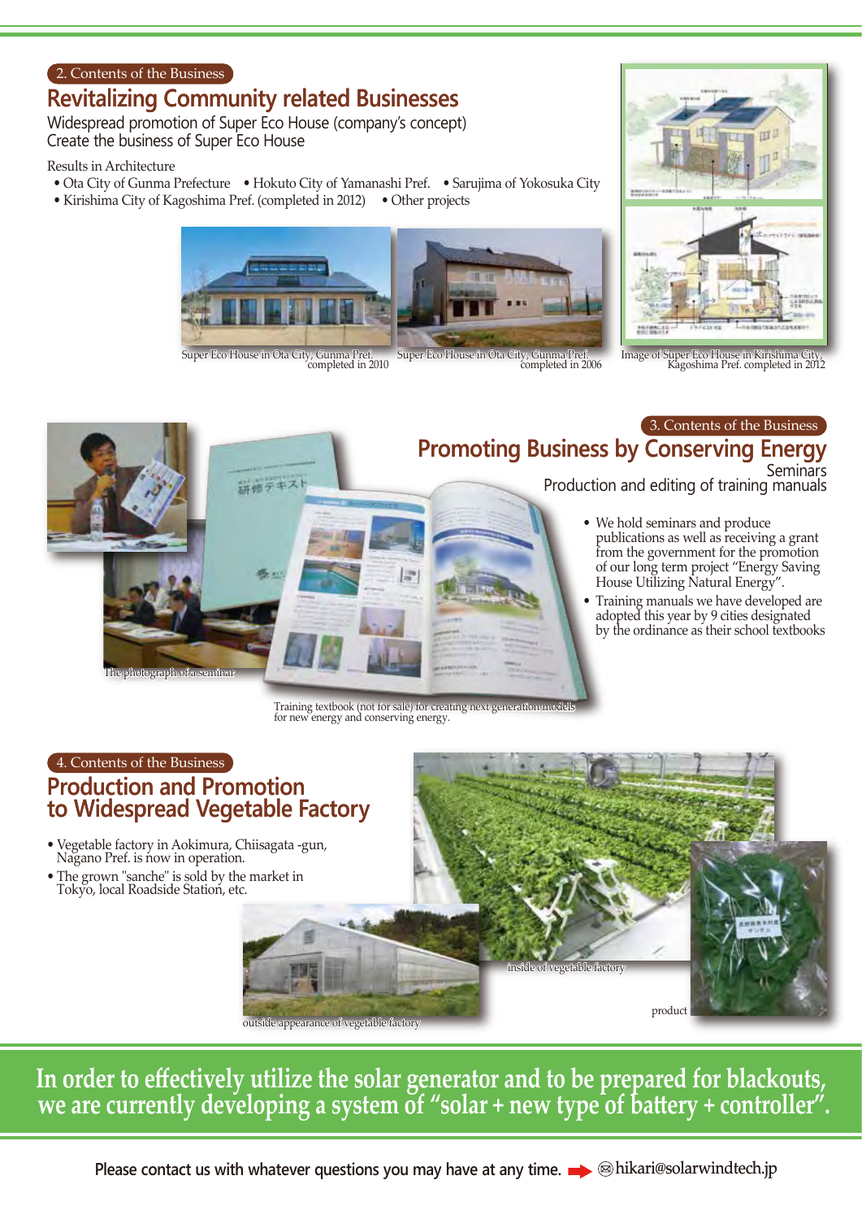2. Contents of the Business

## Revitalizing Community related Businesses

Widespread promotion of Super Eco House (company's concept)
Create the business of Super Eco House

Results in Architecture

- Ota City of Gunma Prefecture
- Hokuto City of Yamanashi Pref.
- Sarujima of Yokosuka City
- Kirishima City of Kagoshima Pref. (completed in 2012)
- Other projects

Super Eco House in Ota City, Gunma Pref. completed in 2010

Super Eco House in Ota City, Gunma Pref. completed in 2006

Image of Super Eco House in Kirishima City, Kagoshima Pref. completed in 2012

3. Contents of the Business

## Promoting Business by Conserving Energy

Seminars
Production and editing of training manuals

- We hold seminars and produce publications as well as receiving a grant from the government for the promotion of our long term project "Energy Saving House Utilizing Natural Energy".
- Training manuals we have developed are adopted this year by 9 cities designated by the ordinance as their school textbooks

The photograph of a seminar

Training textbook (not for sale) for creating next generation models for new energy and conserving energy.

4. Contents of the Business

## Production and Promotion to Widespread Vegetable Factory

- Vegetable factory in Aokimura, Chiisagata -gun, Nagano Pref. is now in operation.
- The grown "sanche" is sold by the market in Tokyo, local Roadside Station, etc.

inside of vegetable factory

outside appearance of vegetable factory

product

**In order to effectively utilize the solar generator and to be prepared for blackouts, we are currently developing a system of "solar + new type of battery + controller".**

Please contact us with whatever questions you may have at any time. ➡ hikari@solarwindtech.jp